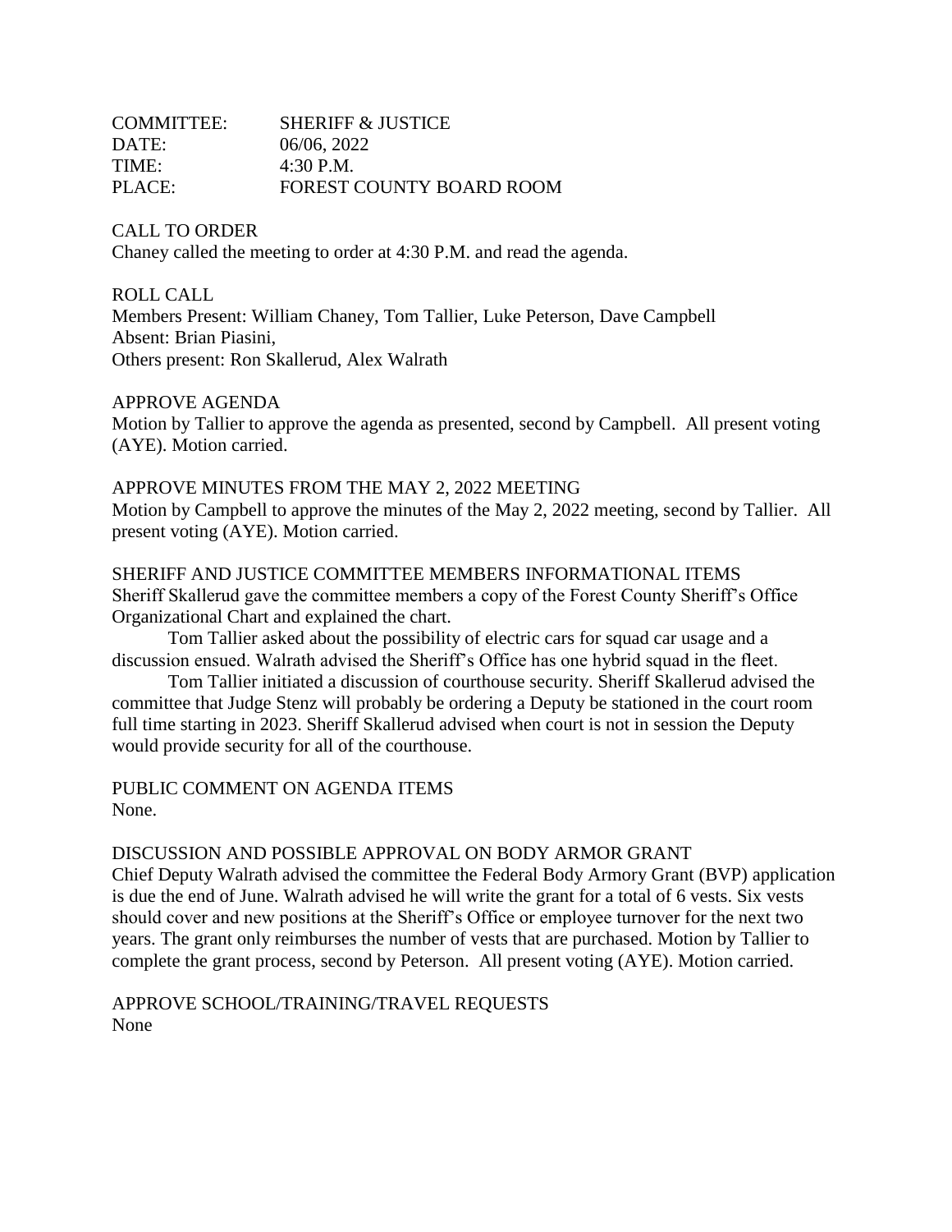COMMITTEE: SHERIFF & JUSTICE
DATE: 06/06, 2022
TIME: 4:30 P.M.
PLACE: FOREST COUNTY BOARD ROOM

CALL TO ORDER
Chaney called the meeting to order at 4:30 P.M. and read the agenda.

ROLL CALL
Members Present: William Chaney, Tom Tallier, Luke Peterson, Dave Campbell
Absent: Brian Piasini,
Others present: Ron Skallerud, Alex Walrath

APPROVE AGENDA
Motion by Tallier to approve the agenda as presented, second by Campbell. All present voting (AYE). Motion carried.

APPROVE MINUTES FROM THE MAY 2, 2022 MEETING
Motion by Campbell to approve the minutes of the May 2, 2022 meeting, second by Tallier. All present voting (AYE). Motion carried.

SHERIFF AND JUSTICE COMMITTEE MEMBERS INFORMATIONAL ITEMS
Sheriff Skallerud gave the committee members a copy of the Forest County Sheriff's Office Organizational Chart and explained the chart.

Tom Tallier asked about the possibility of electric cars for squad car usage and a discussion ensued. Walrath advised the Sheriff's Office has one hybrid squad in the fleet.

Tom Tallier initiated a discussion of courthouse security. Sheriff Skallerud advised the committee that Judge Stenz will probably be ordering a Deputy be stationed in the court room full time starting in 2023. Sheriff Skallerud advised when court is not in session the Deputy would provide security for all of the courthouse.

PUBLIC COMMENT ON AGENDA ITEMS
None.

DISCUSSION AND POSSIBLE APPROVAL ON BODY ARMOR GRANT
Chief Deputy Walrath advised the committee the Federal Body Armory Grant (BVP) application is due the end of June. Walrath advised he will write the grant for a total of 6 vests. Six vests should cover and new positions at the Sheriff's Office or employee turnover for the next two years. The grant only reimburses the number of vests that are purchased. Motion by Tallier to complete the grant process, second by Peterson. All present voting (AYE). Motion carried.

APPROVE SCHOOL/TRAINING/TRAVEL REQUESTS
None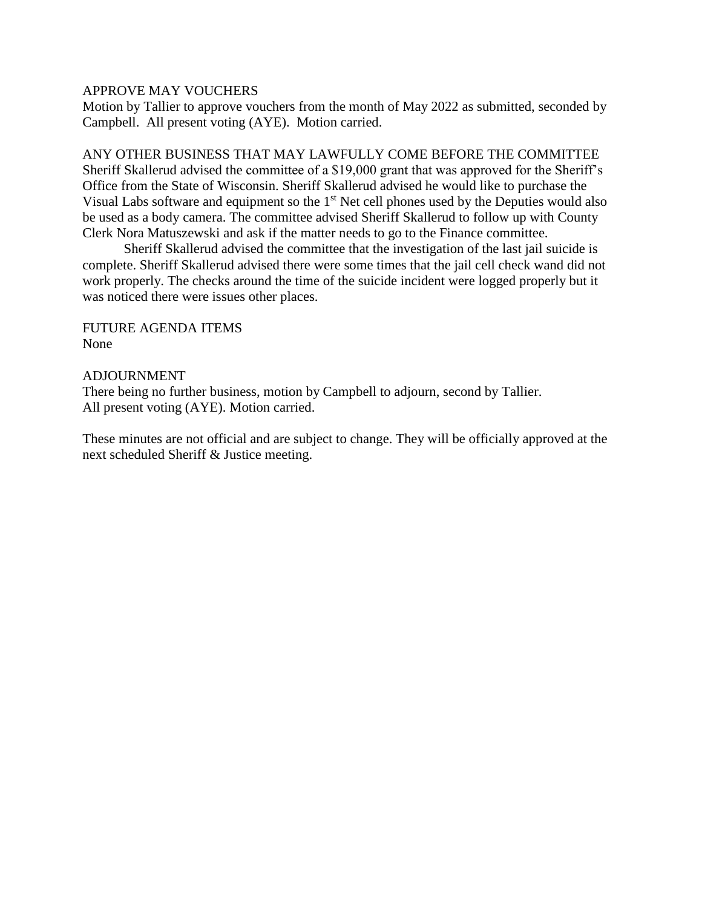APPROVE MAY VOUCHERS

Motion by Tallier to approve vouchers from the month of May 2022 as submitted, seconded by Campbell. All present voting (AYE). Motion carried.

ANY OTHER BUSINESS THAT MAY LAWFULLY COME BEFORE THE COMMITTEE

Sheriff Skallerud advised the committee of a $19,000 grant that was approved for the Sheriff's Office from the State of Wisconsin. Sheriff Skallerud advised he would like to purchase the Visual Labs software and equipment so the 1st Net cell phones used by the Deputies would also be used as a body camera. The committee advised Sheriff Skallerud to follow up with County Clerk Nora Matuszewski and ask if the matter needs to go to the Finance committee.

Sheriff Skallerud advised the committee that the investigation of the last jail suicide is complete. Sheriff Skallerud advised there were some times that the jail cell check wand did not work properly. The checks around the time of the suicide incident were logged properly but it was noticed there were issues other places.

FUTURE AGENDA ITEMS

None

ADJOURNMENT

There being no further business, motion by Campbell to adjourn, second by Tallier.
All present voting (AYE). Motion carried.

These minutes are not official and are subject to change. They will be officially approved at the next scheduled Sheriff & Justice meeting.